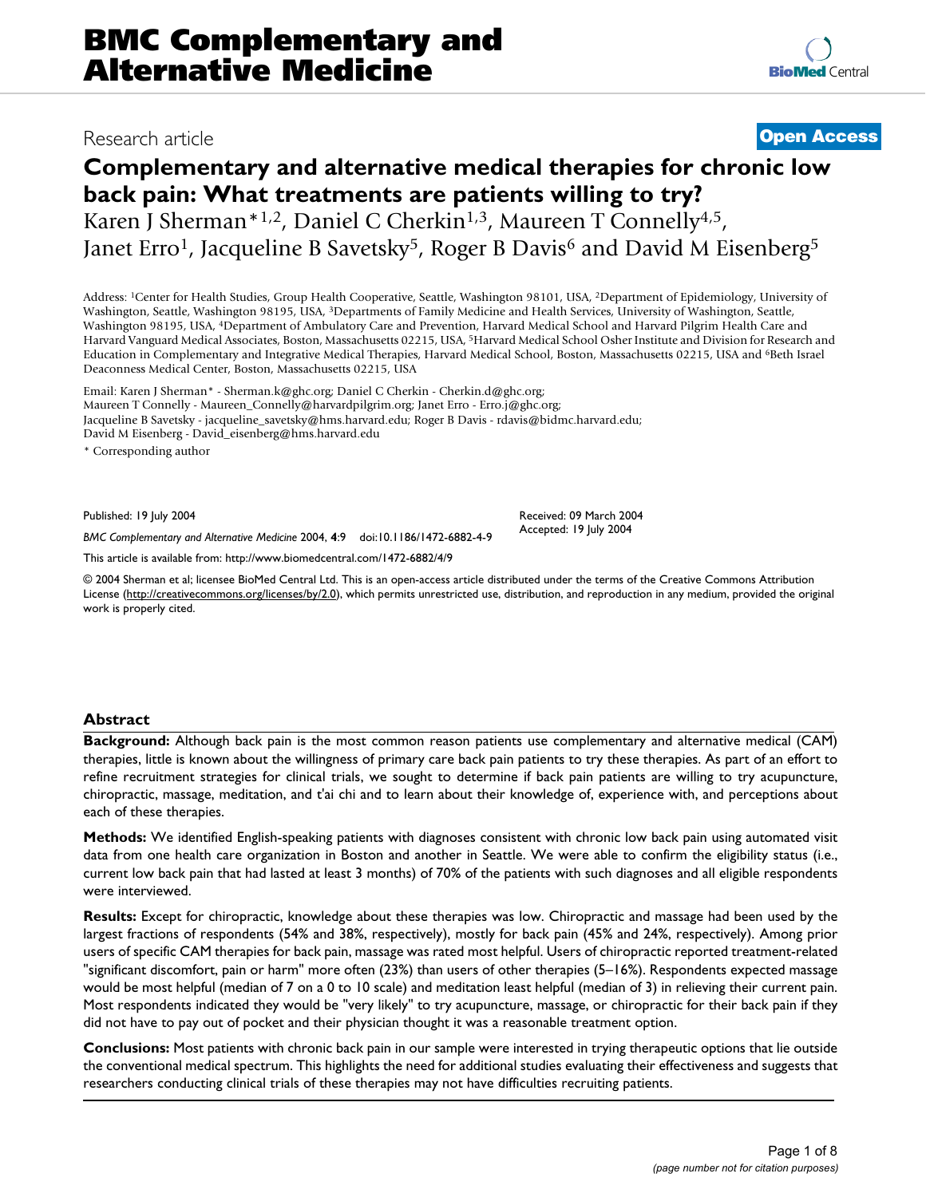# BMC Complementary and Alternative Medicine

Research article

**Open Access**

# Complementary and alternative medical therapies for chronic low back pain: What treatments are patients willing to try?

Karen J Sherman*[1,2], Daniel C Cherkin[1,3], Maureen T Connelly[4,5], Janet Erro[1], Jacqueline B Savetsky[5], Roger B Davis[6] and David M Eisenberg[5]

Address: [1]Center for Health Studies, Group Health Cooperative, Seattle, Washington 98101, USA, [2]Department of Epidemiology, University of Washington, Seattle, Washington 98195, USA, [3]Departments of Family Medicine and Health Services, University of Washington, Seattle, Washington 98195, USA, [4]Department of Ambulatory Care and Prevention, Harvard Medical School and Harvard Pilgrim Health Care and Harvard Vanguard Medical Associates, Boston, Massachusetts 02215, USA, [5]Harvard Medical School Osher Institute and Division for Research and Education in Complementary and Integrative Medical Therapies, Harvard Medical School, Boston, Massachusetts 02215, USA and [6]Beth Israel Deaconness Medical Center, Boston, Massachusetts 02215, USA

Email: Karen J Sherman* - Sherman.k@ghc.org; Daniel C Cherkin - Cherkin.d@ghc.org; Maureen T Connelly - Maureen_Connelly@harvardpilgrim.org; Janet Erro - Erro.j@ghc.org; Jacqueline B Savetsky - jacqueline_savetsky@hms.harvard.edu; Roger B Davis - rdavis@bidmc.harvard.edu; David M Eisenberg - David_eisenberg@hms.harvard.edu

* Corresponding author

Published: 19 July 2004

*BMC Complementary and Alternative Medicine* 2004, **4**:9 doi:10.1186/1472-6882-4-9

Received: 09 March 2004
Accepted: 19 July 2004

This article is available from: http://www.biomedcentral.com/1472-6882/4/9

© 2004 Sherman et al; licensee BioMed Central Ltd. This is an open-access article distributed under the terms of the Creative Commons Attribution License (http://creativecommons.org/licenses/by/2.0), which permits unrestricted use, distribution, and reproduction in any medium, provided the original work is properly cited.

## Abstract

**Background:** Although back pain is the most common reason patients use complementary and alternative medical (CAM) therapies, little is known about the willingness of primary care back pain patients to try these therapies. As part of an effort to refine recruitment strategies for clinical trials, we sought to determine if back pain patients are willing to try acupuncture, chiropractic, massage, meditation, and t'ai chi and to learn about their knowledge of, experience with, and perceptions about each of these therapies.

**Methods:** We identified English-speaking patients with diagnoses consistent with chronic low back pain using automated visit data from one health care organization in Boston and another in Seattle. We were able to confirm the eligibility status (i.e., current low back pain that had lasted at least 3 months) of 70% of the patients with such diagnoses and all eligible respondents were interviewed.

**Results:** Except for chiropractic, knowledge about these therapies was low. Chiropractic and massage had been used by the largest fractions of respondents (54% and 38%, respectively), mostly for back pain (45% and 24%, respectively). Among prior users of specific CAM therapies for back pain, massage was rated most helpful. Users of chiropractic reported treatment-related "significant discomfort, pain or harm" more often (23%) than users of other therapies (5–16%). Respondents expected massage would be most helpful (median of 7 on a 0 to 10 scale) and meditation least helpful (median of 3) in relieving their current pain. Most respondents indicated they would be "very likely" to try acupuncture, massage, or chiropractic for their back pain if they did not have to pay out of pocket and their physician thought it was a reasonable treatment option.

**Conclusions:** Most patients with chronic back pain in our sample were interested in trying therapeutic options that lie outside the conventional medical spectrum. This highlights the need for additional studies evaluating their effectiveness and suggests that researchers conducting clinical trials of these therapies may not have difficulties recruiting patients.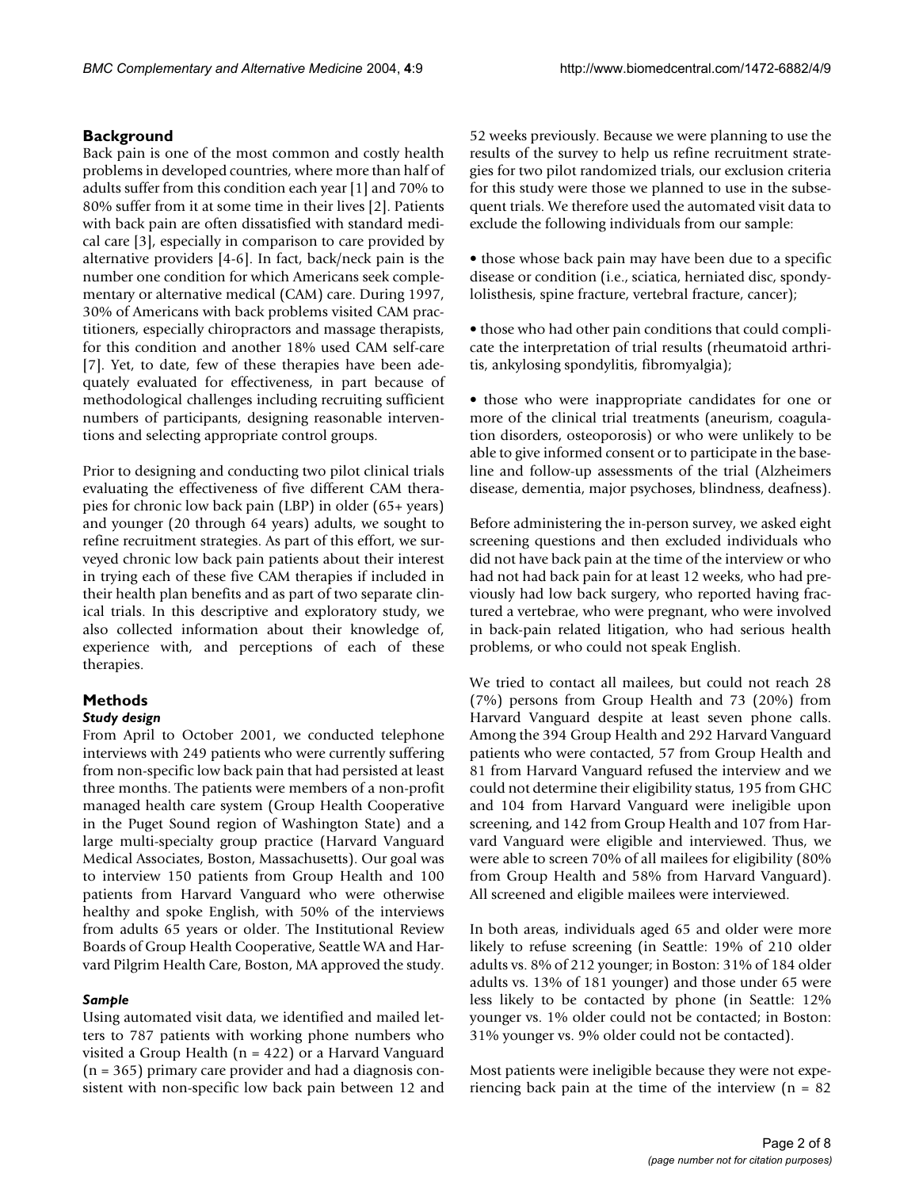## Background

Back pain is one of the most common and costly health problems in developed countries, where more than half of adults suffer from this condition each year [1] and 70% to 80% suffer from it at some time in their lives [2]. Patients with back pain are often dissatisfied with standard medical care [3], especially in comparison to care provided by alternative providers [4-6]. In fact, back/neck pain is the number one condition for which Americans seek complementary or alternative medical (CAM) care. During 1997, 30% of Americans with back problems visited CAM practitioners, especially chiropractors and massage therapists, for this condition and another 18% used CAM self-care [7]. Yet, to date, few of these therapies have been adequately evaluated for effectiveness, in part because of methodological challenges including recruiting sufficient numbers of participants, designing reasonable interventions and selecting appropriate control groups.

Prior to designing and conducting two pilot clinical trials evaluating the effectiveness of five different CAM therapies for chronic low back pain (LBP) in older (65+ years) and younger (20 through 64 years) adults, we sought to refine recruitment strategies. As part of this effort, we surveyed chronic low back pain patients about their interest in trying each of these five CAM therapies if included in their health plan benefits and as part of two separate clinical trials. In this descriptive and exploratory study, we also collected information about their knowledge of, experience with, and perceptions of each of these therapies.

## Methods

### *Study design*

From April to October 2001, we conducted telephone interviews with 249 patients who were currently suffering from non-specific low back pain that had persisted at least three months. The patients were members of a non-profit managed health care system (Group Health Cooperative in the Puget Sound region of Washington State) and a large multi-specialty group practice (Harvard Vanguard Medical Associates, Boston, Massachusetts). Our goal was to interview 150 patients from Group Health and 100 patients from Harvard Vanguard who were otherwise healthy and spoke English, with 50% of the interviews from adults 65 years or older. The Institutional Review Boards of Group Health Cooperative, Seattle WA and Harvard Pilgrim Health Care, Boston, MA approved the study.

### *Sample*

Using automated visit data, we identified and mailed letters to 787 patients with working phone numbers who visited a Group Health (n = 422) or a Harvard Vanguard (n = 365) primary care provider and had a diagnosis consistent with non-specific low back pain between 12 and 52 weeks previously. Because we were planning to use the results of the survey to help us refine recruitment strategies for two pilot randomized trials, our exclusion criteria for this study were those we planned to use in the subsequent trials. We therefore used the automated visit data to exclude the following individuals from our sample:

- those whose back pain may have been due to a specific disease or condition (i.e., sciatica, herniated disc, spondylolisthesis, spine fracture, vertebral fracture, cancer);
- those who had other pain conditions that could complicate the interpretation of trial results (rheumatoid arthritis, ankylosing spondylitis, fibromyalgia);
- those who were inappropriate candidates for one or more of the clinical trial treatments (aneurism, coagulation disorders, osteoporosis) or who were unlikely to be able to give informed consent or to participate in the baseline and follow-up assessments of the trial (Alzheimers disease, dementia, major psychoses, blindness, deafness).

Before administering the in-person survey, we asked eight screening questions and then excluded individuals who did not have back pain at the time of the interview or who had not had back pain for at least 12 weeks, who had previously had low back surgery, who reported having fractured a vertebrae, who were pregnant, who were involved in back-pain related litigation, who had serious health problems, or who could not speak English.

We tried to contact all mailees, but could not reach 28 (7%) persons from Group Health and 73 (20%) from Harvard Vanguard despite at least seven phone calls. Among the 394 Group Health and 292 Harvard Vanguard patients who were contacted, 57 from Group Health and 81 from Harvard Vanguard refused the interview and we could not determine their eligibility status, 195 from GHC and 104 from Harvard Vanguard were ineligible upon screening, and 142 from Group Health and 107 from Harvard Vanguard were eligible and interviewed. Thus, we were able to screen 70% of all mailees for eligibility (80% from Group Health and 58% from Harvard Vanguard). All screened and eligible mailees were interviewed.

In both areas, individuals aged 65 and older were more likely to refuse screening (in Seattle: 19% of 210 older adults vs. 8% of 212 younger; in Boston: 31% of 184 older adults vs. 13% of 181 younger) and those under 65 were less likely to be contacted by phone (in Seattle: 12% younger vs. 1% older could not be contacted; in Boston: 31% younger vs. 9% older could not be contacted).

Most patients were ineligible because they were not experiencing back pain at the time of the interview (n = 82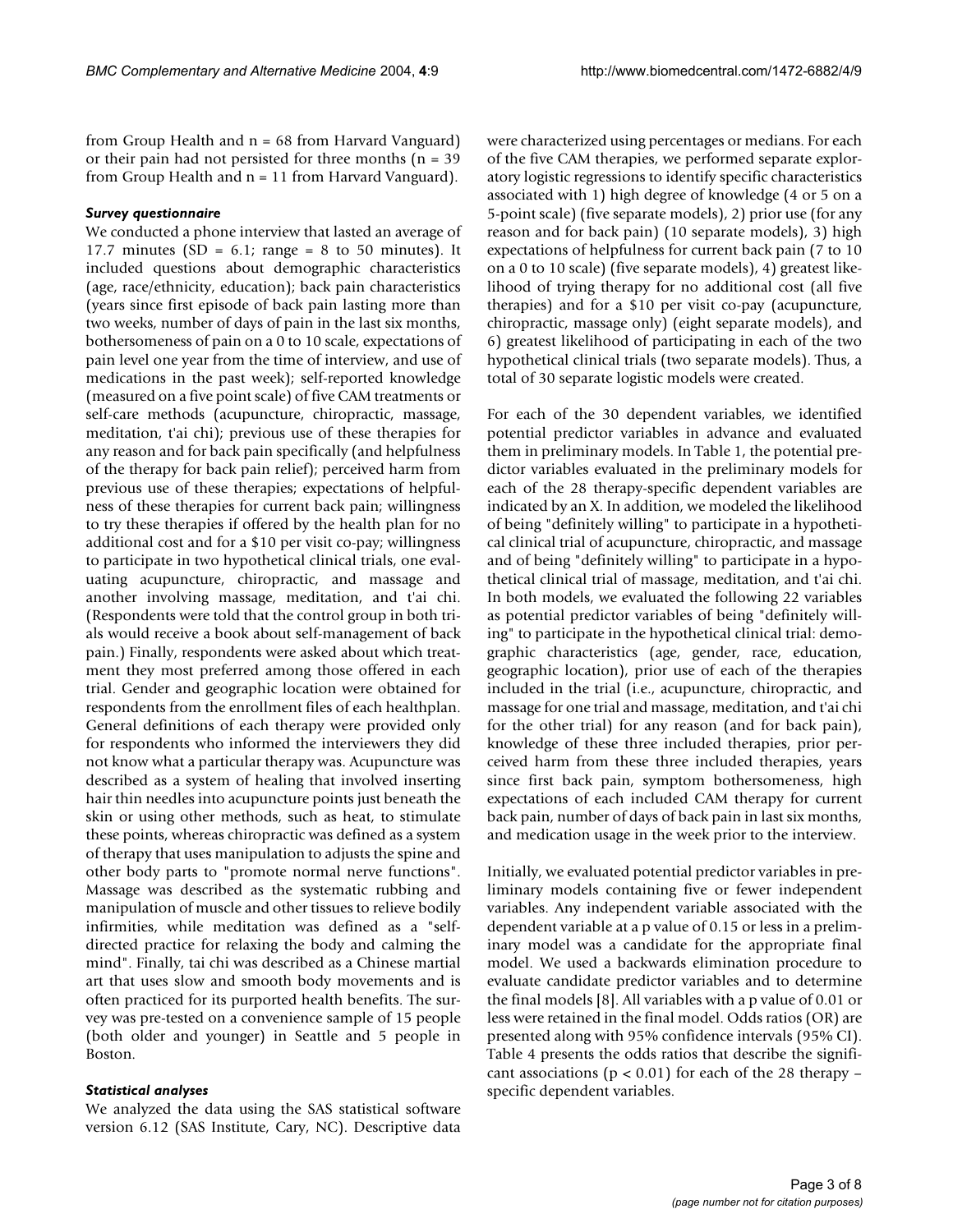from Group Health and n = 68 from Harvard Vanguard) or their pain had not persisted for three months (n = 39 from Group Health and n = 11 from Harvard Vanguard).

### *Survey questionnaire*

We conducted a phone interview that lasted an average of 17.7 minutes (SD = 6.1; range = 8 to 50 minutes). It included questions about demographic characteristics (age, race/ethnicity, education); back pain characteristics (years since first episode of back pain lasting more than two weeks, number of days of pain in the last six months, bothersomeness of pain on a 0 to 10 scale, expectations of pain level one year from the time of interview, and use of medications in the past week); self-reported knowledge (measured on a five point scale) of five CAM treatments or self-care methods (acupuncture, chiropractic, massage, meditation, t'ai chi); previous use of these therapies for any reason and for back pain specifically (and helpfulness of the therapy for back pain relief); perceived harm from previous use of these therapies; expectations of helpfulness of these therapies for current back pain; willingness to try these therapies if offered by the health plan for no additional cost and for a $10 per visit co-pay; willingness to participate in two hypothetical clinical trials, one evaluating acupuncture, chiropractic, and massage and another involving massage, meditation, and t'ai chi. (Respondents were told that the control group in both trials would receive a book about self-management of back pain.) Finally, respondents were asked about which treatment they most preferred among those offered in each trial. Gender and geographic location were obtained for respondents from the enrollment files of each healthplan. General definitions of each therapy were provided only for respondents who informed the interviewers they did not know what a particular therapy was. Acupuncture was described as a system of healing that involved inserting hair thin needles into acupuncture points just beneath the skin or using other methods, such as heat, to stimulate these points, whereas chiropractic was defined as a system of therapy that uses manipulation to adjusts the spine and other body parts to "promote normal nerve functions". Massage was described as the systematic rubbing and manipulation of muscle and other tissues to relieve bodily infirmities, while meditation was defined as a "self-directed practice for relaxing the body and calming the mind". Finally, tai chi was described as a Chinese martial art that uses slow and smooth body movements and is often practiced for its purported health benefits. The survey was pre-tested on a convenience sample of 15 people (both older and younger) in Seattle and 5 people in Boston.

### *Statistical analyses*

We analyzed the data using the SAS statistical software version 6.12 (SAS Institute, Cary, NC). Descriptive data were characterized using percentages or medians. For each of the five CAM therapies, we performed separate exploratory logistic regressions to identify specific characteristics associated with 1) high degree of knowledge (4 or 5 on a 5-point scale) (five separate models), 2) prior use (for any reason and for back pain) (10 separate models), 3) high expectations of helpfulness for current back pain (7 to 10 on a 0 to 10 scale) (five separate models), 4) greatest likelihood of trying therapy for no additional cost (all five therapies) and for a $10 per visit co-pay (acupuncture, chiropractic, massage only) (eight separate models), and 6) greatest likelihood of participating in each of the two hypothetical clinical trials (two separate models). Thus, a total of 30 separate logistic models were created.

For each of the 30 dependent variables, we identified potential predictor variables in advance and evaluated them in preliminary models. In Table 1, the potential predictor variables evaluated in the preliminary models for each of the 28 therapy-specific dependent variables are indicated by an X. In addition, we modeled the likelihood of being "definitely willing" to participate in a hypothetical clinical trial of acupuncture, chiropractic, and massage and of being "definitely willing" to participate in a hypothetical clinical trial of massage, meditation, and t'ai chi. In both models, we evaluated the following 22 variables as potential predictor variables of being "definitely willing" to participate in the hypothetical clinical trial: demographic characteristics (age, gender, race, education, geographic location), prior use of each of the therapies included in the trial (i.e., acupuncture, chiropractic, and massage for one trial and massage, meditation, and t'ai chi for the other trial) for any reason (and for back pain), knowledge of these three included therapies, prior perceived harm from these three included therapies, years since first back pain, symptom bothersomeness, high expectations of each included CAM therapy for current back pain, number of days of back pain in last six months, and medication usage in the week prior to the interview.

Initially, we evaluated potential predictor variables in preliminary models containing five or fewer independent variables. Any independent variable associated with the dependent variable at a p value of 0.15 or less in a preliminary model was a candidate for the appropriate final model. We used a backwards elimination procedure to evaluate candidate predictor variables and to determine the final models [8]. All variables with a p value of 0.01 or less were retained in the final model. Odds ratios (OR) are presented along with 95% confidence intervals (95% CI). Table 4 presents the odds ratios that describe the significant associations ($p < 0.01$) for each of the 28 therapy – specific dependent variables.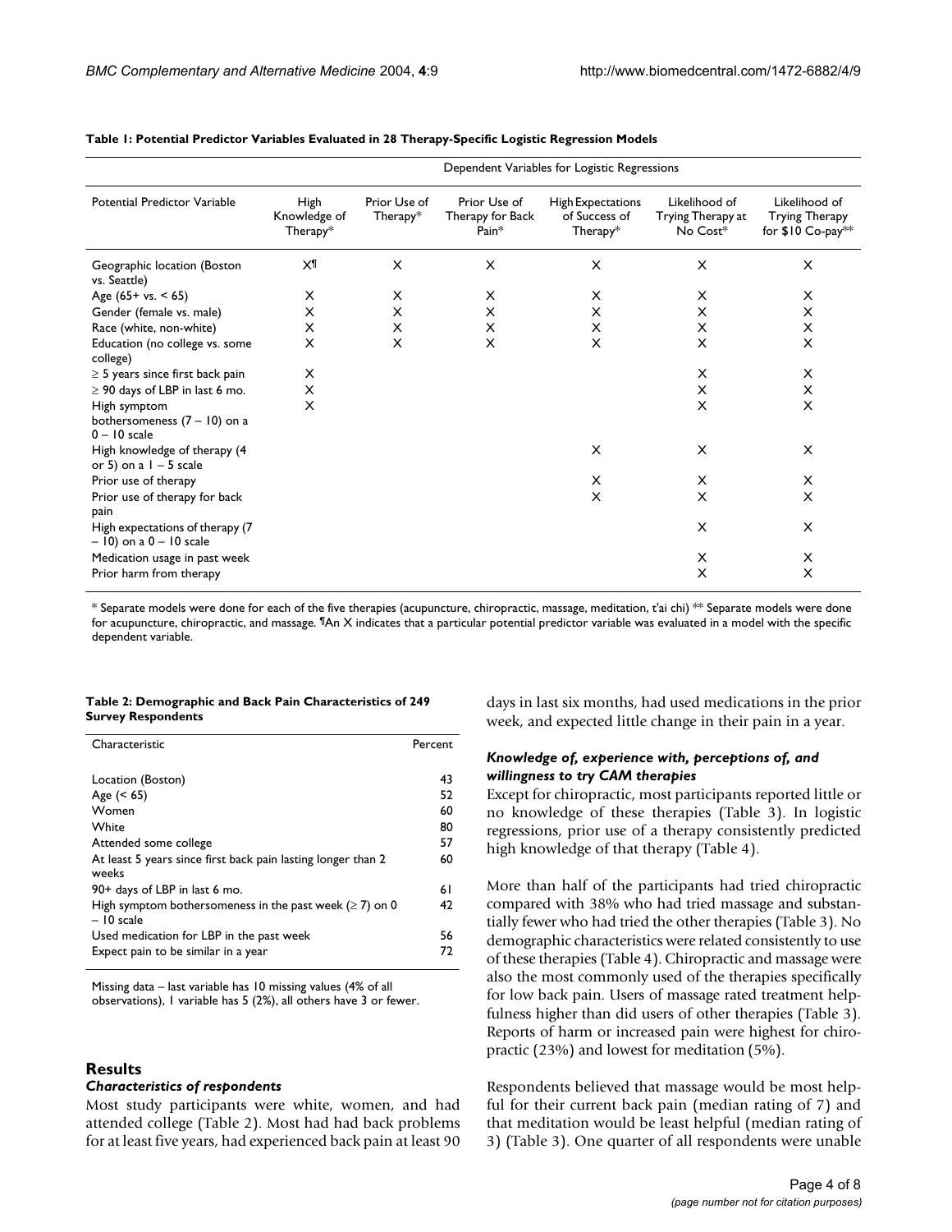**Table 1: Potential Predictor Variables Evaluated in 28 Therapy-Specific Logistic Regression Models**

| Potential Predictor Variable | Dependent Variables for Logistic Regressions | | | | | |
|---|---|---|---|---|---|---|
| | High Knowledge of Therapy* | Prior Use of Therapy* | Prior Use of Therapy for Back Pain* | High Expectations of Success of Therapy* | Likelihood of Trying Therapy at No Cost* | Likelihood of Trying Therapy for $10 Co-pay** |
| Geographic location (Boston vs. Seattle) | X¶ | X | X | X | X | X |
| Age (65+ vs. < 65) | X | X | X | X | X | X |
| Gender (female vs. male) | X | X | X | X | X | X |
| Race (white, non-white) | X | X | X | X | X | X |
| Education (no college vs. some college) | X | X | X | X | X | X |
| ≥ 5 years since first back pain | X | | | | X | X |
| ≥ 90 days of LBP in last 6 mo. | X | | | | X | X |
| High symptom bothersomeness (7 – 10) on a 0 – 10 scale | X | | | | X | X |
| High knowledge of therapy (4 or 5) on a 1 – 5 scale | | | | X | X | X |
| Prior use of therapy | | | | X | X | X |
| Prior use of therapy for back pain | | | | X | X | X |
| High expectations of therapy (7 – 10) on a 0 – 10 scale | | | | | X | X |
| Medication usage in past week | | | | | X | X |
| Prior harm from therapy | | | | | X | X |

* Separate models were done for each of the five therapies (acupuncture, chiropractic, massage, meditation, t'ai chi) ** Separate models were done for acupuncture, chiropractic, and massage. ¶An X indicates that a particular potential predictor variable was evaluated in a model with the specific dependent variable.

**Table 2: Demographic and Back Pain Characteristics of 249 Survey Respondents**

| Characteristic | Percent |
|---|---|
| Location (Boston) | 43 |
| Age (< 65) | 52 |
| Women | 60 |
| White | 80 |
| Attended some college | 57 |
| At least 5 years since first back pain lasting longer than 2 weeks | 60 |
| 90+ days of LBP in last 6 mo. | 61 |
| High symptom bothersomeness in the past week (≥ 7) on 0 – 10 scale | 42 |
| Used medication for LBP in the past week | 56 |
| Expect pain to be similar in a year | 72 |

Missing data – last variable has 10 missing values (4% of all observations), 1 variable has 5 (2%), all others have 3 or fewer.

## Results

### *Characteristics of respondents*

Most study participants were white, women, and had attended college (Table 2). Most had had back problems for at least five years, had experienced back pain at least 90 days in last six months, had used medications in the prior week, and expected little change in their pain in a year.

### *Knowledge of, experience with, perceptions of, and willingness to try CAM therapies*

Except for chiropractic, most participants reported little or no knowledge of these therapies (Table 3). In logistic regressions, prior use of a therapy consistently predicted high knowledge of that therapy (Table 4).

More than half of the participants had tried chiropractic compared with 38% who had tried massage and substantially fewer who had tried the other therapies (Table 3). No demographic characteristics were related consistently to use of these therapies (Table 4). Chiropractic and massage were also the most commonly used of the therapies specifically for low back pain. Users of massage rated treatment helpfulness higher than did users of other therapies (Table 3). Reports of harm or increased pain were highest for chiropractic (23%) and lowest for meditation (5%).

Respondents believed that massage would be most helpful for their current back pain (median rating of 7) and that meditation would be least helpful (median rating of 3) (Table 3). One quarter of all respondents were unable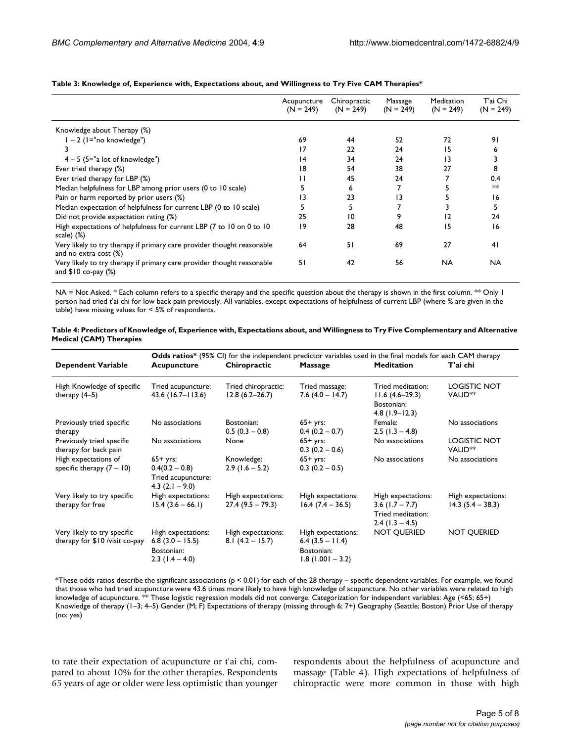**Table 3: Knowledge of, Experience with, Expectations about, and Willingness to Try Five CAM Therapies***

| | Acupuncture (N = 249) | Chiropractic (N = 249) | Massage (N = 249) | Meditation (N = 249) | T'ai Chi (N = 249) |
|---|---|---|---|---|---|
| Knowledge about Therapy (%) | | | | | |
| 1 – 2 (1="no knowledge") | 69 | 44 | 52 | 72 | 91 |
| 3 | 17 | 22 | 24 | 15 | 6 |
| 4 – 5 (5="a lot of knowledge") | 14 | 34 | 24 | 13 | 3 |
| Ever tried therapy (%) | 18 | 54 | 38 | 27 | 8 |
| Ever tried therapy for LBP (%) | 11 | 45 | 24 | 7 | 0.4 |
| Median helpfulness for LBP among prior users (0 to 10 scale) | 5 | 6 | 7 | 5 | ** |
| Pain or harm reported by prior users (%) | 13 | 23 | 13 | 5 | 16 |
| Median expectation of helpfulness for current LBP (0 to 10 scale) | 5 | 5 | 7 | 3 | 5 |
| Did not provide expectation rating (%) | 25 | 10 | 9 | 12 | 24 |
| High expectations of helpfulness for current LBP (7 to 10 on 0 to 10 scale) (%) | 19 | 28 | 48 | 15 | 16 |
| Very likely to try therapy if primary care provider thought reasonable and no extra cost (%) | 64 | 51 | 69 | 27 | 41 |
| Very likely to try therapy if primary care provider thought reasonable and $10 co-pay (%) | 51 | 42 | 56 | NA | NA |

NA = Not Asked. * Each column refers to a specific therapy and the specific question about the therapy is shown in the first column. ** Only 1 person had tried t'ai chi for low back pain previously. All variables, except expectations of helpfulness of current LBP (where % are given in the table) have missing values for < 5% of respondents.

**Table 4: Predictors of Knowledge of, Experience with, Expectations about, and Willingness to Try Five Complementary and Alternative Medical (CAM) Therapies**

| | **Odds ratios*** (95% CI) for the independent predictor variables used in the final models for each CAM therapy | | | | |
|---|---|---|---|---|---|
| **Dependent Variable** | **Acupuncture** | **Chiropractic** | **Massage** | **Meditation** | **T'ai chi** |
| High Knowledge of specific therapy (4–5) | Tried acupuncture: 43.6 (16.7–113.6) | Tried chiropractic: 12.8 (6.2–26.7) | Tried massage: 7.6 (4.0 – 14.7) | Tried meditation: 11.6 (4.6–29.3) Bostonian: 4.8 (1.9–12.3) | LOGISTIC NOT VALID** |
| Previously tried specific therapy | No associations | Bostonian: 0.5 (0.3 – 0.8) | 65+ yrs: 0.4 (0.2 – 0.7) | Female: 2.5 (1.3 – 4.8) | No associations |
| Previously tried specific therapy for back pain | No associations | None | 65+ yrs: 0.3 (0.2 – 0.6) | No associations | LOGISTIC NOT VALID** |
| High expectations of specific therapy (7 – 10) | 65+ yrs: 0.4(0.2 – 0.8) Tried acupuncture: 4.3 (2.1 – 9.0) | Knowledge: 2.9 (1.6 – 5.2) | 65+ yrs: 0.3 (0.2 – 0.5) | No associations | No associations |
| Very likely to try specific therapy for free | High expectations: 15.4 (3.6 – 66.1) | High expectations: 27.4 (9.5 – 79.3) | High expectations: 16.4 (7.4 – 36.5) | High expectations: 3.6 (1.7 – 7.7) Tried meditation: 2.4 (1.3 – 4.5) | High expectations: 14.3 (5.4 – 38.3) |
| Very likely to try specific therapy for $10 /visit co-pay | High expectations: 6.8 (3.0 – 15.5) Bostonian: 2.3 (1.4 – 4.0) | High expectations: 8.1 (4.2 – 15.7) | High expectations: 6.4 (3.5 – 11.4) Bostonian: 1.8 (1.001 – 3.2) | NOT QUERIED | NOT QUERIED |

*These odds ratios describe the significant associations ($p < 0.01$) for each of the 28 therapy – specific dependent variables. For example, we found that those who had tried acupuncture were 43.6 times more likely to have high knowledge of acupuncture. No other variables were related to high knowledge of acupuncture. ** These logistic regression models did not converge. Categorization for independent variables: Age (<65; 65+) Knowledge of therapy (1–3; 4–5) Gender (M; F) Expectations of therapy (missing through 6; 7+) Geography (Seattle; Boston) Prior Use of therapy (no; yes)

to rate their expectation of acupuncture or t'ai chi, compared to about 10% for the other therapies. Respondents 65 years of age or older were less optimistic than younger respondents about the helpfulness of acupuncture and massage (Table 4). High expectations of helpfulness of chiropractic were more common in those with high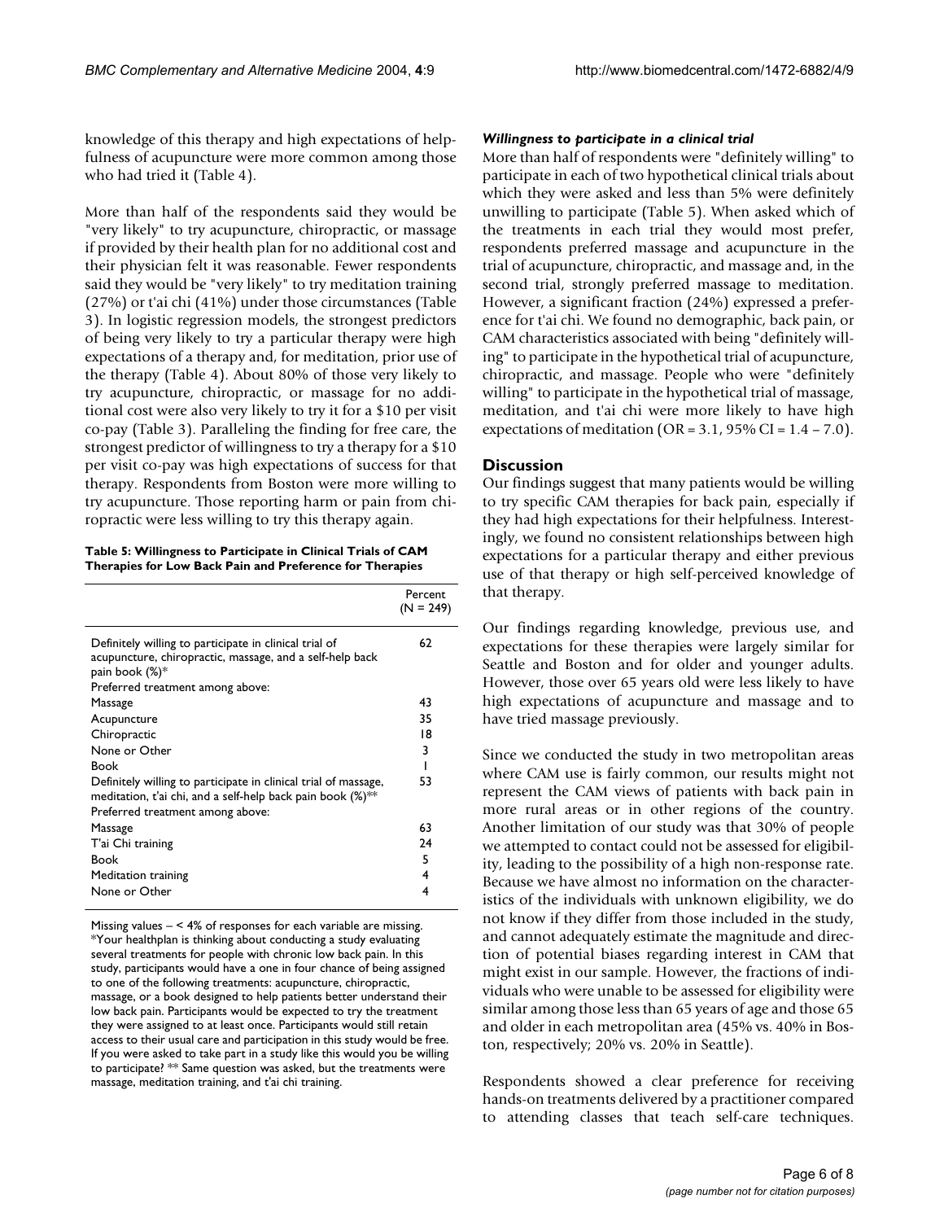knowledge of this therapy and high expectations of helpfulness of acupuncture were more common among those who had tried it (Table 4).

More than half of the respondents said they would be "very likely" to try acupuncture, chiropractic, or massage if provided by their health plan for no additional cost and their physician felt it was reasonable. Fewer respondents said they would be "very likely" to try meditation training (27%) or t'ai chi (41%) under those circumstances (Table 3). In logistic regression models, the strongest predictors of being very likely to try a particular therapy were high expectations of a therapy and, for meditation, prior use of the therapy (Table 4). About 80% of those very likely to try acupuncture, chiropractic, or massage for no additional cost were also very likely to try it for a $10 per visit co-pay (Table 3). Paralleling the finding for free care, the strongest predictor of willingness to try a therapy for a $10 per visit co-pay was high expectations of success for that therapy. Respondents from Boston were more willing to try acupuncture. Those reporting harm or pain from chiropractic were less willing to try this therapy again.

**Table 5: Willingness to Participate in Clinical Trials of CAM Therapies for Low Back Pain and Preference for Therapies**

| | Percent (N = 249) |
|---|---|
| Definitely willing to participate in clinical trial of acupuncture, chiropractic, massage, and a self-help back pain book (%)* | 62 |
| Preferred treatment among above: | |
| Massage | 43 |
| Acupuncture | 35 |
| Chiropractic | 18 |
| None or Other | 3 |
| Book | 1 |
| Definitely willing to participate in clinical trial of massage, meditation, t'ai chi, and a self-help back pain book (%)** | 53 |
| Preferred treatment among above: | |
| Massage | 63 |
| T'ai Chi training | 24 |
| Book | 5 |
| Meditation training | 4 |
| None or Other | 4 |

Missing values – < 4% of responses for each variable are missing. *Your healthplan is thinking about conducting a study evaluating several treatments for people with chronic low back pain. In this study, participants would have a one in four chance of being assigned to one of the following treatments: acupuncture, chiropractic, massage, or a book designed to help patients better understand their low back pain. Participants would be expected to try the treatment they were assigned to at least once. Participants would still retain access to their usual care and participation in this study would be free. If you were asked to take part in a study like this would you be willing to participate? ** Same question was asked, but the treatments were massage, meditation training, and t'ai chi training.

### *Willingness to participate in a clinical trial*

More than half of respondents were "definitely willing" to participate in each of two hypothetical clinical trials about which they were asked and less than 5% were definitely unwilling to participate (Table 5). When asked which of the treatments in each trial they would most prefer, respondents preferred massage and acupuncture in the trial of acupuncture, chiropractic, and massage and, in the second trial, strongly preferred massage to meditation. However, a significant fraction (24%) expressed a preference for t'ai chi. We found no demographic, back pain, or CAM characteristics associated with being "definitely willing" to participate in the hypothetical trial of acupuncture, chiropractic, and massage. People who were "definitely willing" to participate in the hypothetical trial of massage, meditation, and t'ai chi were more likely to have high expectations of meditation (OR = 3.1, 95% CI = 1.4 – 7.0).

## Discussion

Our findings suggest that many patients would be willing to try specific CAM therapies for back pain, especially if they had high expectations for their helpfulness. Interestingly, we found no consistent relationships between high expectations for a particular therapy and either previous use of that therapy or high self-perceived knowledge of that therapy.

Our findings regarding knowledge, previous use, and expectations for these therapies were largely similar for Seattle and Boston and for older and younger adults. However, those over 65 years old were less likely to have high expectations of acupuncture and massage and to have tried massage previously.

Since we conducted the study in two metropolitan areas where CAM use is fairly common, our results might not represent the CAM views of patients with back pain in more rural areas or in other regions of the country. Another limitation of our study was that 30% of people we attempted to contact could not be assessed for eligibility, leading to the possibility of a high non-response rate. Because we have almost no information on the characteristics of the individuals with unknown eligibility, we do not know if they differ from those included in the study, and cannot adequately estimate the magnitude and direction of potential biases regarding interest in CAM that might exist in our sample. However, the fractions of individuals who were unable to be assessed for eligibility were similar among those less than 65 years of age and those 65 and older in each metropolitan area (45% vs. 40% in Boston, respectively; 20% vs. 20% in Seattle).

Respondents showed a clear preference for receiving hands-on treatments delivered by a practitioner compared to attending classes that teach self-care techniques.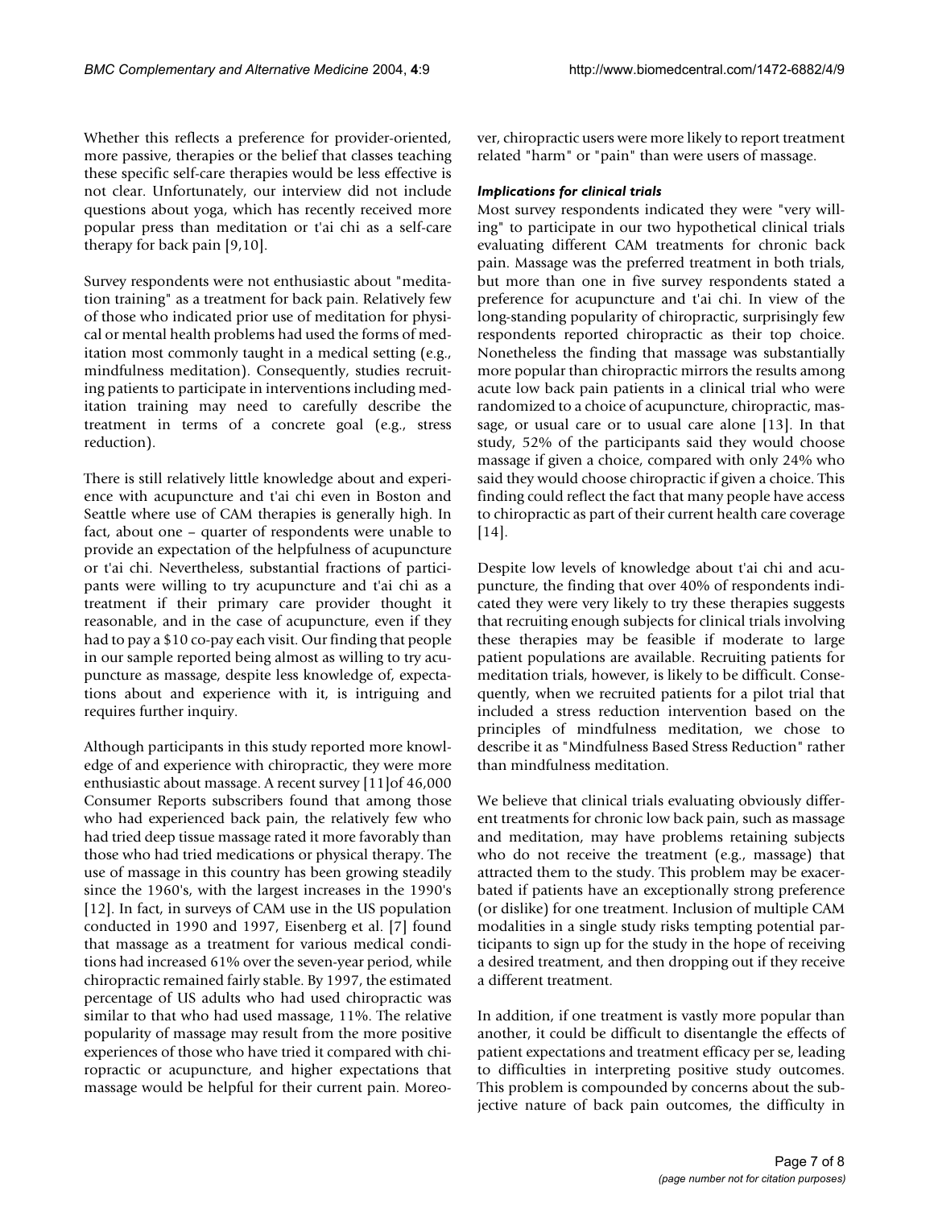Whether this reflects a preference for provider-oriented, more passive, therapies or the belief that classes teaching these specific self-care therapies would be less effective is not clear. Unfortunately, our interview did not include questions about yoga, which has recently received more popular press than meditation or t'ai chi as a self-care therapy for back pain [9,10].

Survey respondents were not enthusiastic about "meditation training" as a treatment for back pain. Relatively few of those who indicated prior use of meditation for physical or mental health problems had used the forms of meditation most commonly taught in a medical setting (e.g., mindfulness meditation). Consequently, studies recruiting patients to participate in interventions including meditation training may need to carefully describe the treatment in terms of a concrete goal (e.g., stress reduction).

There is still relatively little knowledge about and experience with acupuncture and t'ai chi even in Boston and Seattle where use of CAM therapies is generally high. In fact, about one – quarter of respondents were unable to provide an expectation of the helpfulness of acupuncture or t'ai chi. Nevertheless, substantial fractions of participants were willing to try acupuncture and t'ai chi as a treatment if their primary care provider thought it reasonable, and in the case of acupuncture, even if they had to pay a $10 co-pay each visit. Our finding that people in our sample reported being almost as willing to try acupuncture as massage, despite less knowledge of, expectations about and experience with it, is intriguing and requires further inquiry.

Although participants in this study reported more knowledge of and experience with chiropractic, they were more enthusiastic about massage. A recent survey [11]of 46,000 Consumer Reports subscribers found that among those who had experienced back pain, the relatively few who had tried deep tissue massage rated it more favorably than those who had tried medications or physical therapy. The use of massage in this country has been growing steadily since the 1960's, with the largest increases in the 1990's [12]. In fact, in surveys of CAM use in the US population conducted in 1990 and 1997, Eisenberg et al. [7] found that massage as a treatment for various medical conditions had increased 61% over the seven-year period, while chiropractic remained fairly stable. By 1997, the estimated percentage of US adults who had used chiropractic was similar to that who had used massage, 11%. The relative popularity of massage may result from the more positive experiences of those who have tried it compared with chiropractic or acupuncture, and higher expectations that massage would be helpful for their current pain. Moreover, chiropractic users were more likely to report treatment related "harm" or "pain" than were users of massage.

### *Implications for clinical trials*

Most survey respondents indicated they were "very willing" to participate in our two hypothetical clinical trials evaluating different CAM treatments for chronic back pain. Massage was the preferred treatment in both trials, but more than one in five survey respondents stated a preference for acupuncture and t'ai chi. In view of the long-standing popularity of chiropractic, surprisingly few respondents reported chiropractic as their top choice. Nonetheless the finding that massage was substantially more popular than chiropractic mirrors the results among acute low back pain patients in a clinical trial who were randomized to a choice of acupuncture, chiropractic, massage, or usual care or to usual care alone [13]. In that study, 52% of the participants said they would choose massage if given a choice, compared with only 24% who said they would choose chiropractic if given a choice. This finding could reflect the fact that many people have access to chiropractic as part of their current health care coverage [14].

Despite low levels of knowledge about t'ai chi and acupuncture, the finding that over 40% of respondents indicated they were very likely to try these therapies suggests that recruiting enough subjects for clinical trials involving these therapies may be feasible if moderate to large patient populations are available. Recruiting patients for meditation trials, however, is likely to be difficult. Consequently, when we recruited patients for a pilot trial that included a stress reduction intervention based on the principles of mindfulness meditation, we chose to describe it as "Mindfulness Based Stress Reduction" rather than mindfulness meditation.

We believe that clinical trials evaluating obviously different treatments for chronic low back pain, such as massage and meditation, may have problems retaining subjects who do not receive the treatment (e.g., massage) that attracted them to the study. This problem may be exacerbated if patients have an exceptionally strong preference (or dislike) for one treatment. Inclusion of multiple CAM modalities in a single study risks tempting potential participants to sign up for the study in the hope of receiving a desired treatment, and then dropping out if they receive a different treatment.

In addition, if one treatment is vastly more popular than another, it could be difficult to disentangle the effects of patient expectations and treatment efficacy per se, leading to difficulties in interpreting positive study outcomes. This problem is compounded by concerns about the subjective nature of back pain outcomes, the difficulty in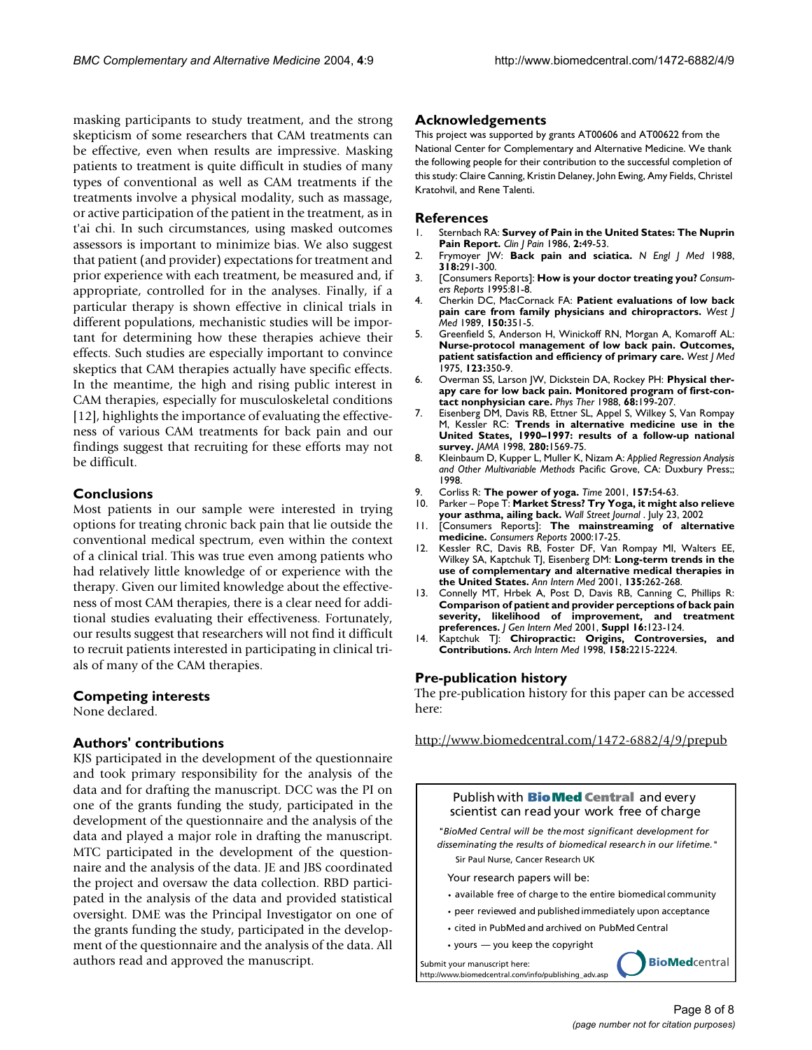masking participants to study treatment, and the strong skepticism of some researchers that CAM treatments can be effective, even when results are impressive. Masking patients to treatment is quite difficult in studies of many types of conventional as well as CAM treatments if the treatments involve a physical modality, such as massage, or active participation of the patient in the treatment, as in t'ai chi. In such circumstances, using masked outcomes assessors is important to minimize bias. We also suggest that patient (and provider) expectations for treatment and prior experience with each treatment, be measured and, if appropriate, controlled for in the analyses. Finally, if a particular therapy is shown effective in clinical trials in different populations, mechanistic studies will be important for determining how these therapies achieve their effects. Such studies are especially important to convince skeptics that CAM therapies actually have specific effects. In the meantime, the high and rising public interest in CAM therapies, especially for musculoskeletal conditions [12], highlights the importance of evaluating the effectiveness of various CAM treatments for back pain and our findings suggest that recruiting for these efforts may not be difficult.

## Conclusions

Most patients in our sample were interested in trying options for treating chronic back pain that lie outside the conventional medical spectrum, even within the context of a clinical trial. This was true even among patients who had relatively little knowledge of or experience with the therapy. Given our limited knowledge about the effectiveness of most CAM therapies, there is a clear need for additional studies evaluating their effectiveness. Fortunately, our results suggest that researchers will not find it difficult to recruit patients interested in participating in clinical trials of many of the CAM therapies.

## Competing interests

None declared.

## Authors' contributions

KJS participated in the development of the questionnaire and took primary responsibility for the analysis of the data and for drafting the manuscript. DCC was the PI on one of the grants funding the study, participated in the development of the questionnaire and the analysis of the data and played a major role in drafting the manuscript. MTC participated in the development of the questionnaire and the analysis of the data. JE and JBS coordinated the project and oversaw the data collection. RBD participated in the analysis of the data and provided statistical oversight. DME was the Principal Investigator on one of the grants funding the study, participated in the development of the questionnaire and the analysis of the data. All authors read and approved the manuscript.

## Acknowledgements

This project was supported by grants AT00606 and AT00622 from the National Center for Complementary and Alternative Medicine. We thank the following people for their contribution to the successful completion of this study: Claire Canning, Kristin Delaney, John Ewing, Amy Fields, Christel Kratohvil, and Rene Talenti.

## References

1. Sternbach RA: **Survey of Pain in the United States: The Nuprin Pain Report.** *Clin J Pain* 1986, **2:**49-53.
2. Frymoyer JW: **Back pain and sciatica.** *N Engl J Med* 1988, **318:**291-300.
3. [Consumers Reports]: **How is your doctor treating you?** *Consumers Reports* 1995:81-8.
4. Cherkin DC, MacCornack FA: **Patient evaluations of low back pain care from family physicians and chiropractors.** *West J Med* 1989, **150:**351-5.
5. Greenfield S, Anderson H, Winickoff RN, Morgan A, Komaroff AL: **Nurse-protocol management of low back pain. Outcomes, patient satisfaction and efficiency of primary care.** *West J Med* 1975, **123:**350-9.
6. Overman SS, Larson JW, Dickstein DA, Rockey PH: **Physical therapy care for low back pain. Monitored program of first-contact nonphysician care.** *Phys Ther* 1988, **68:**199-207.
7. Eisenberg DM, Davis RB, Ettner SL, Appel S, Wilkey S, Van Rompay M, Kessler RC: **Trends in alternative medicine use in the United States, 1990–1997: results of a follow-up national survey.** *JAMA* 1998, **280:**1569-75.
8. Kleinbaum D, Kupper L, Muller K, Nizam A: *Applied Regression Analysis and Other Multivariable Methods* Pacific Grove, CA: Duxbury Press;; 1998.
9. Corliss R: **The power of yoga.** *Time* 2001, **157:**54-63.
10. Parker – Pope T: **Market Stress? Try Yoga, it might also relieve your asthma, ailing back.** *Wall Street Journal* . July 23, 2002
11. [Consumers Reports]: **The mainstreaming of alternative medicine.** *Consumers Reports* 2000:17-25.
12. Kessler RC, Davis RB, Foster DF, Van Rompay MI, Walters EE, Wilkey SA, Kaptchuk TJ, Eisenberg DM: **Long-term trends in the use of complementary and alternative medical therapies in the United States.** *Ann Intern Med* 2001, **135:**262-268.
13. Connelly MT, Hrbek A, Post D, Davis RB, Canning C, Phillips R: **Comparison of patient and provider perceptions of back pain severity, likelihood of improvement, and treatment preferences.** *J Gen Intern Med* 2001, **Suppl 16:**123-124.
14. Kaptchuk TJ: **Chiropractic: Origins, Controversies, and Contributions.** *Arch Intern Med* 1998, **158:**2215-2224.

## Pre-publication history

The pre-publication history for this paper can be accessed here:

http://www.biomedcentral.com/1472-6882/4/9/prepub

Publish with **BioMed Central** and every scientist can read your work free of charge

*"BioMed Central will be the most significant development for disseminating the results of biomedical research in our lifetime."*
Sir Paul Nurse, Cancer Research UK

Your research papers will be:

- available free of charge to the entire biomedical community
- peer reviewed and published immediately upon acceptance
- cited in PubMed and archived on PubMed Central
- yours — you keep the copyright

Submit your manuscript here:
http://www.biomedcentral.com/info/publishing_adv.asp

BioMedcentral